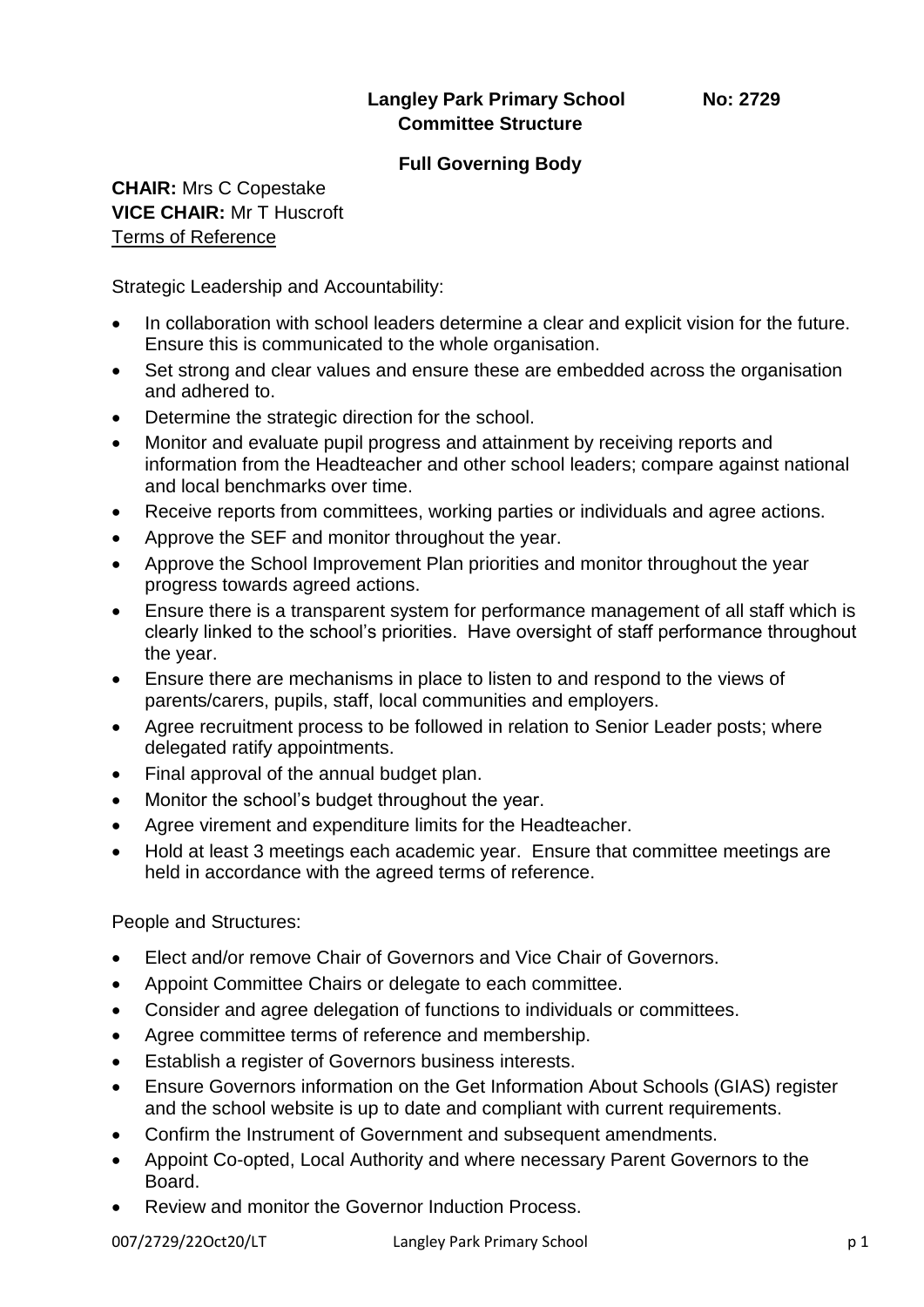# Langley Park Primary School No: 2729
## Committee Structure

### Full Governing Body

**CHAIR:** Mrs C Copestake
**VICE CHAIR:** Mr T Huscroft
Terms of Reference

Strategic Leadership and Accountability:

- In collaboration with school leaders determine a clear and explicit vision for the future. Ensure this is communicated to the whole organisation.
- Set strong and clear values and ensure these are embedded across the organisation and adhered to.
- Determine the strategic direction for the school.
- Monitor and evaluate pupil progress and attainment by receiving reports and information from the Headteacher and other school leaders; compare against national and local benchmarks over time.
- Receive reports from committees, working parties or individuals and agree actions.
- Approve the SEF and monitor throughout the year.
- Approve the School Improvement Plan priorities and monitor throughout the year progress towards agreed actions.
- Ensure there is a transparent system for performance management of all staff which is clearly linked to the school's priorities. Have oversight of staff performance throughout the year.
- Ensure there are mechanisms in place to listen to and respond to the views of parents/carers, pupils, staff, local communities and employers.
- Agree recruitment process to be followed in relation to Senior Leader posts; where delegated ratify appointments.
- Final approval of the annual budget plan.
- Monitor the school's budget throughout the year.
- Agree virement and expenditure limits for the Headteacher.
- Hold at least 3 meetings each academic year. Ensure that committee meetings are held in accordance with the agreed terms of reference.

People and Structures:

- Elect and/or remove Chair of Governors and Vice Chair of Governors.
- Appoint Committee Chairs or delegate to each committee.
- Consider and agree delegation of functions to individuals or committees.
- Agree committee terms of reference and membership.
- Establish a register of Governors business interests.
- Ensure Governors information on the Get Information About Schools (GIAS) register and the school website is up to date and compliant with current requirements.
- Confirm the Instrument of Government and subsequent amendments.
- Appoint Co-opted, Local Authority and where necessary Parent Governors to the Board.
- Review and monitor the Governor Induction Process.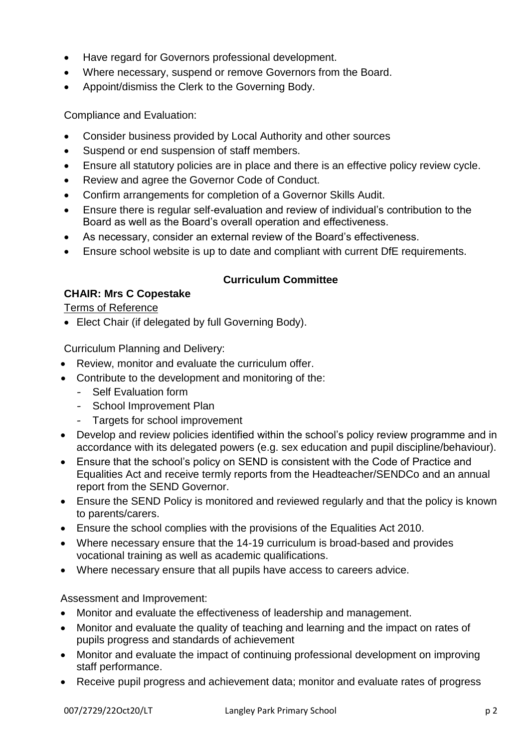- Have regard for Governors professional development.
- Where necessary, suspend or remove Governors from the Board.
- Appoint/dismiss the Clerk to the Governing Body.

Compliance and Evaluation:

- Consider business provided by Local Authority and other sources
- Suspend or end suspension of staff members.
- Ensure all statutory policies are in place and there is an effective policy review cycle.
- Review and agree the Governor Code of Conduct.
- Confirm arrangements for completion of a Governor Skills Audit.
- Ensure there is regular self-evaluation and review of individual's contribution to the Board as well as the Board's overall operation and effectiveness.
- As necessary, consider an external review of the Board's effectiveness.
- Ensure school website is up to date and compliant with current DfE requirements.

## Curriculum Committee

**CHAIR: Mrs C Copestake**

Terms of Reference

- Elect Chair (if delegated by full Governing Body).

Curriculum Planning and Delivery:

- Review, monitor and evaluate the curriculum offer.
- Contribute to the development and monitoring of the:
  - Self Evaluation form
  - School Improvement Plan
  - Targets for school improvement
- Develop and review policies identified within the school's policy review programme and in accordance with its delegated powers (e.g. sex education and pupil discipline/behaviour).
- Ensure that the school's policy on SEND is consistent with the Code of Practice and Equalities Act and receive termly reports from the Headteacher/SENDCo and an annual report from the SEND Governor.
- Ensure the SEND Policy is monitored and reviewed regularly and that the policy is known to parents/carers.
- Ensure the school complies with the provisions of the Equalities Act 2010.
- Where necessary ensure that the 14-19 curriculum is broad-based and provides vocational training as well as academic qualifications.
- Where necessary ensure that all pupils have access to careers advice.

Assessment and Improvement:

- Monitor and evaluate the effectiveness of leadership and management.
- Monitor and evaluate the quality of teaching and learning and the impact on rates of pupils progress and standards of achievement
- Monitor and evaluate the impact of continuing professional development on improving staff performance.
- Receive pupil progress and achievement data; monitor and evaluate rates of progress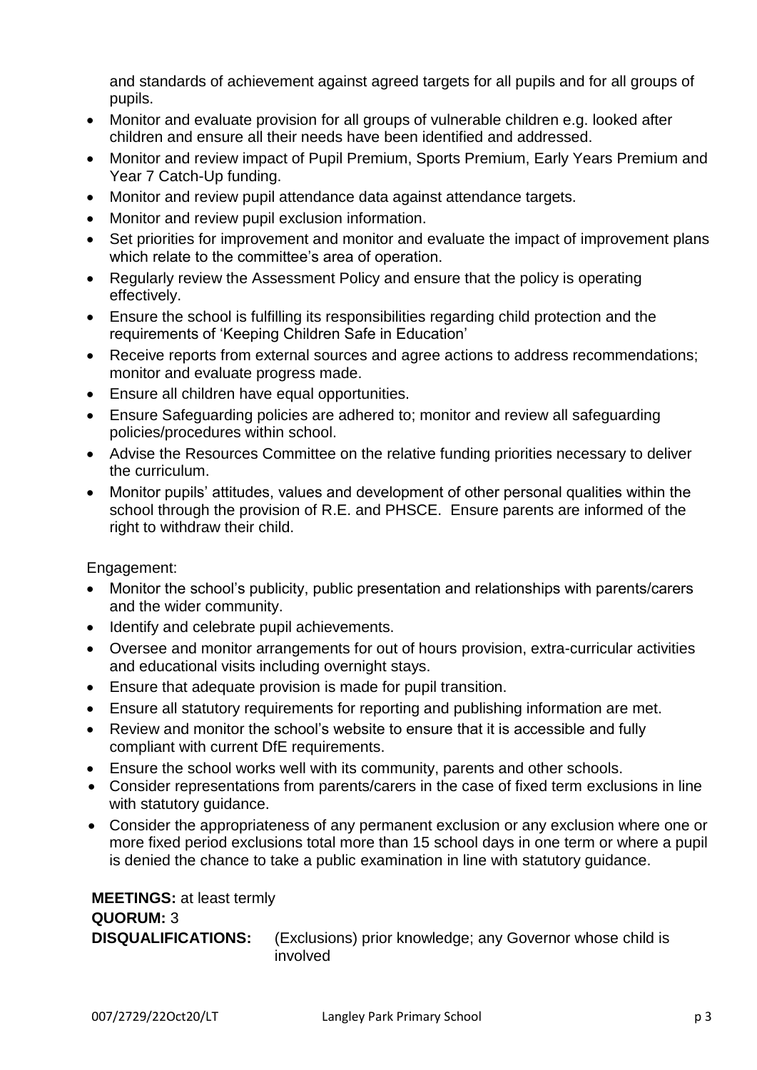and standards of achievement against agreed targets for all pupils and for all groups of pupils.

- Monitor and evaluate provision for all groups of vulnerable children e.g. looked after children and ensure all their needs have been identified and addressed.
- Monitor and review impact of Pupil Premium, Sports Premium, Early Years Premium and Year 7 Catch-Up funding.
- Monitor and review pupil attendance data against attendance targets.
- Monitor and review pupil exclusion information.
- Set priorities for improvement and monitor and evaluate the impact of improvement plans which relate to the committee's area of operation.
- Regularly review the Assessment Policy and ensure that the policy is operating effectively.
- Ensure the school is fulfilling its responsibilities regarding child protection and the requirements of 'Keeping Children Safe in Education'
- Receive reports from external sources and agree actions to address recommendations; monitor and evaluate progress made.
- Ensure all children have equal opportunities.
- Ensure Safeguarding policies are adhered to; monitor and review all safeguarding policies/procedures within school.
- Advise the Resources Committee on the relative funding priorities necessary to deliver the curriculum.
- Monitor pupils' attitudes, values and development of other personal qualities within the school through the provision of R.E. and PHSCE. Ensure parents are informed of the right to withdraw their child.

Engagement:

- Monitor the school's publicity, public presentation and relationships with parents/carers and the wider community.
- Identify and celebrate pupil achievements.
- Oversee and monitor arrangements for out of hours provision, extra-curricular activities and educational visits including overnight stays.
- Ensure that adequate provision is made for pupil transition.
- Ensure all statutory requirements for reporting and publishing information are met.
- Review and monitor the school's website to ensure that it is accessible and fully compliant with current DfE requirements.
- Ensure the school works well with its community, parents and other schools.
- Consider representations from parents/carers in the case of fixed term exclusions in line with statutory guidance.
- Consider the appropriateness of any permanent exclusion or any exclusion where one or more fixed period exclusions total more than 15 school days in one term or where a pupil is denied the chance to take a public examination in line with statutory guidance.

**MEETINGS:** at least termly
**QUORUM:** 3
**DISQUALIFICATIONS:** (Exclusions) prior knowledge; any Governor whose child is involved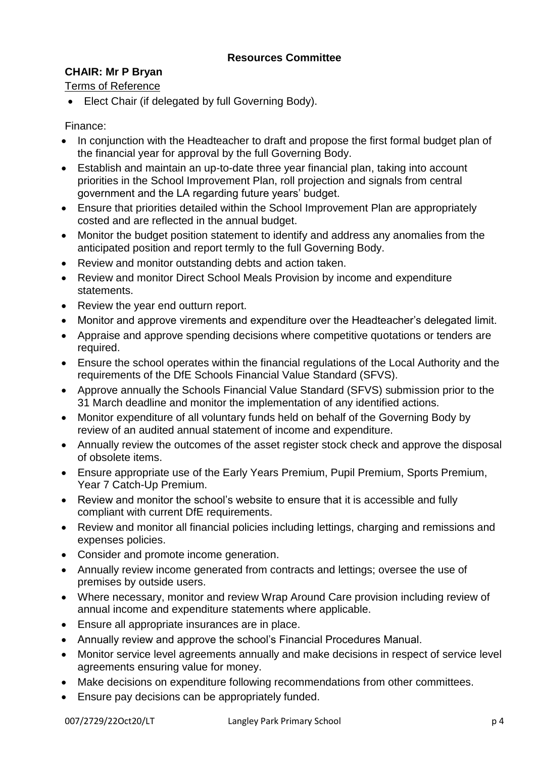## Resources Committee

**CHAIR: Mr P Bryan**

Terms of Reference

- Elect Chair (if delegated by full Governing Body).

Finance:

- In conjunction with the Headteacher to draft and propose the first formal budget plan of the financial year for approval by the full Governing Body.
- Establish and maintain an up-to-date three year financial plan, taking into account priorities in the School Improvement Plan, roll projection and signals from central government and the LA regarding future years' budget.
- Ensure that priorities detailed within the School Improvement Plan are appropriately costed and are reflected in the annual budget.
- Monitor the budget position statement to identify and address any anomalies from the anticipated position and report termly to the full Governing Body.
- Review and monitor outstanding debts and action taken.
- Review and monitor Direct School Meals Provision by income and expenditure statements.
- Review the year end outturn report.
- Monitor and approve virements and expenditure over the Headteacher's delegated limit.
- Appraise and approve spending decisions where competitive quotations or tenders are required.
- Ensure the school operates within the financial regulations of the Local Authority and the requirements of the DfE Schools Financial Value Standard (SFVS).
- Approve annually the Schools Financial Value Standard (SFVS) submission prior to the 31 March deadline and monitor the implementation of any identified actions.
- Monitor expenditure of all voluntary funds held on behalf of the Governing Body by review of an audited annual statement of income and expenditure.
- Annually review the outcomes of the asset register stock check and approve the disposal of obsolete items.
- Ensure appropriate use of the Early Years Premium, Pupil Premium, Sports Premium, Year 7 Catch-Up Premium.
- Review and monitor the school's website to ensure that it is accessible and fully compliant with current DfE requirements.
- Review and monitor all financial policies including lettings, charging and remissions and expenses policies.
- Consider and promote income generation.
- Annually review income generated from contracts and lettings; oversee the use of premises by outside users.
- Where necessary, monitor and review Wrap Around Care provision including review of annual income and expenditure statements where applicable.
- Ensure all appropriate insurances are in place.
- Annually review and approve the school's Financial Procedures Manual.
- Monitor service level agreements annually and make decisions in respect of service level agreements ensuring value for money.
- Make decisions on expenditure following recommendations from other committees.
- Ensure pay decisions can be appropriately funded.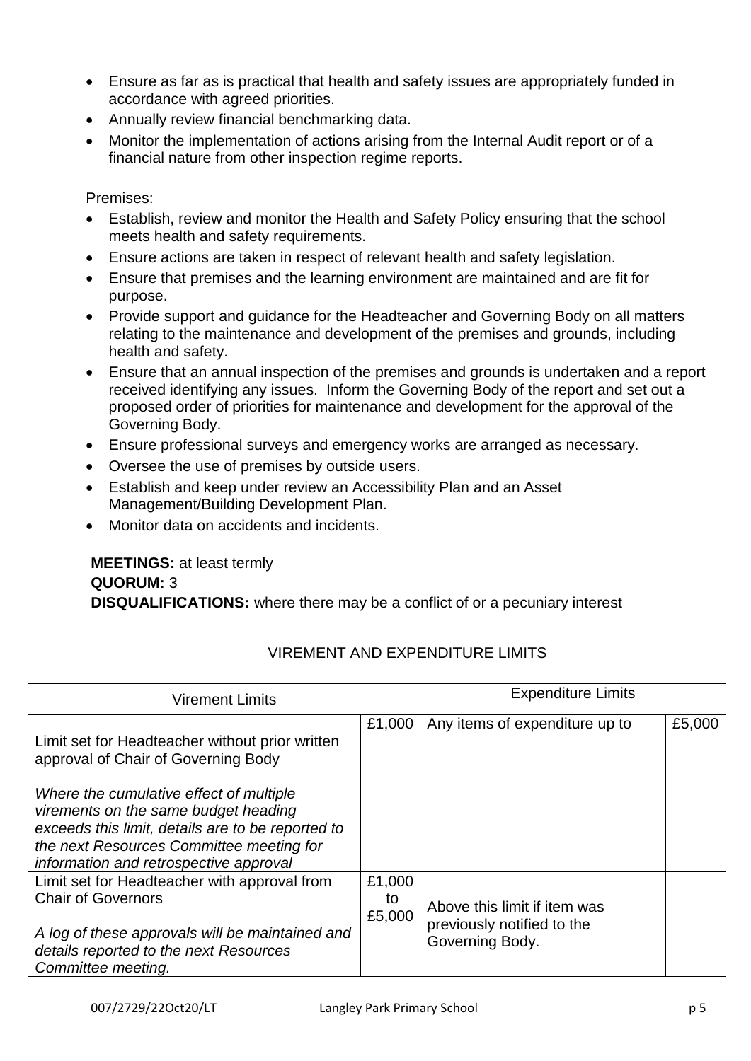- Ensure as far as is practical that health and safety issues are appropriately funded in accordance with agreed priorities.
- Annually review financial benchmarking data.
- Monitor the implementation of actions arising from the Internal Audit report or of a financial nature from other inspection regime reports.

Premises:

- Establish, review and monitor the Health and Safety Policy ensuring that the school meets health and safety requirements.
- Ensure actions are taken in respect of relevant health and safety legislation.
- Ensure that premises and the learning environment are maintained and are fit for purpose.
- Provide support and guidance for the Headteacher and Governing Body on all matters relating to the maintenance and development of the premises and grounds, including health and safety.
- Ensure that an annual inspection of the premises and grounds is undertaken and a report received identifying any issues. Inform the Governing Body of the report and set out a proposed order of priorities for maintenance and development for the approval of the Governing Body.
- Ensure professional surveys and emergency works are arranged as necessary.
- Oversee the use of premises by outside users.
- Establish and keep under review an Accessibility Plan and an Asset Management/Building Development Plan.
- Monitor data on accidents and incidents.

**MEETINGS:** at least termly
**QUORUM:** 3
**DISQUALIFICATIONS:** where there may be a conflict of or a pecuniary interest

VIREMENT AND EXPENDITURE LIMITS

| Virement Limits | | Expenditure Limits | |
|---|---|---|---|
| Limit set for Headteacher without prior written approval of Chair of Governing Body<br><br>*Where the cumulative effect of multiple virements on the same budget heading exceeds this limit, details are to be reported to the next Resources Committee meeting for information and retrospective approval* | £1,000 | Any items of expenditure up to | £5,000 |
| Limit set for Headteacher with approval from Chair of Governors<br><br>*A log of these approvals will be maintained and details reported to the next Resources Committee meeting.* | £1,000 to £5,000 | Above this limit if item was previously notified to the Governing Body. | |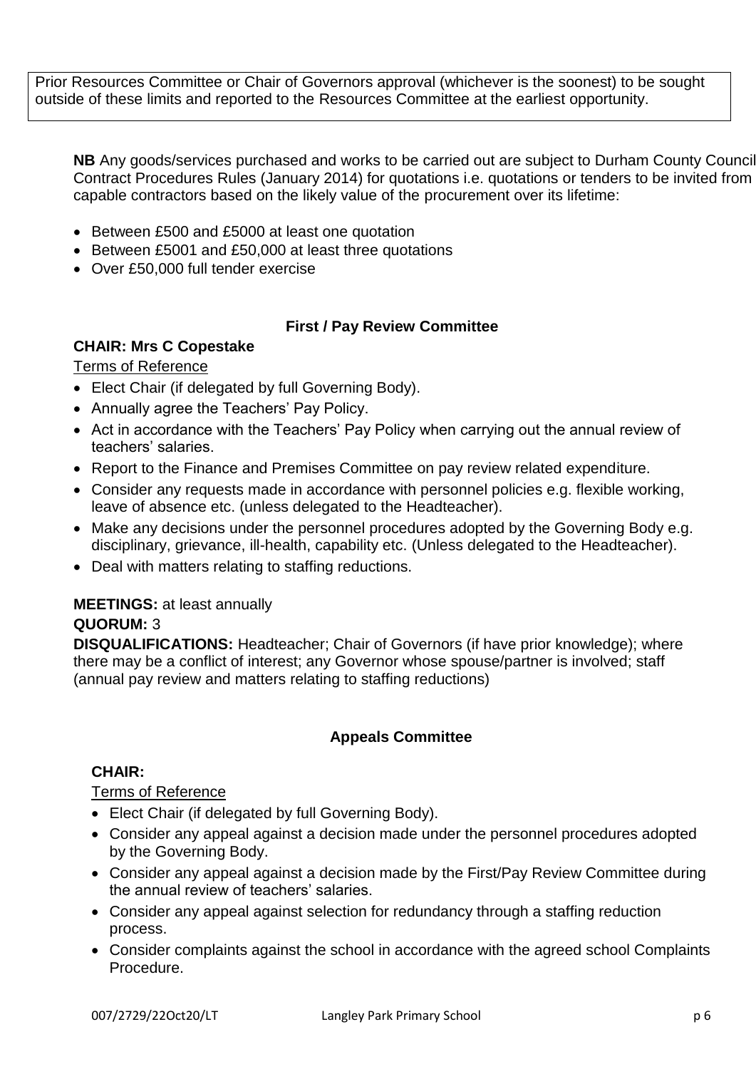Prior Resources Committee or Chair of Governors approval (whichever is the soonest) to be sought outside of these limits and reported to the Resources Committee at the earliest opportunity.

**NB** Any goods/services purchased and works to be carried out are subject to Durham County Council Contract Procedures Rules (January 2014) for quotations i.e. quotations or tenders to be invited from capable contractors based on the likely value of the procurement over its lifetime:

- Between £500 and £5000 at least one quotation
- Between £5001 and £50,000 at least three quotations
- Over £50,000 full tender exercise

### First / Pay Review Committee

**CHAIR: Mrs C Copestake**

Terms of Reference

- Elect Chair (if delegated by full Governing Body).
- Annually agree the Teachers' Pay Policy.
- Act in accordance with the Teachers' Pay Policy when carrying out the annual review of teachers' salaries.
- Report to the Finance and Premises Committee on pay review related expenditure.
- Consider any requests made in accordance with personnel policies e.g. flexible working, leave of absence etc. (unless delegated to the Headteacher).
- Make any decisions under the personnel procedures adopted by the Governing Body e.g. disciplinary, grievance, ill-health, capability etc. (Unless delegated to the Headteacher).
- Deal with matters relating to staffing reductions.

**MEETINGS:** at least annually

**QUORUM:** 3

**DISQUALIFICATIONS:** Headteacher; Chair of Governors (if have prior knowledge); where there may be a conflict of interest; any Governor whose spouse/partner is involved; staff (annual pay review and matters relating to staffing reductions)

### Appeals Committee

**CHAIR:**

Terms of Reference

- Elect Chair (if delegated by full Governing Body).
- Consider any appeal against a decision made under the personnel procedures adopted by the Governing Body.
- Consider any appeal against a decision made by the First/Pay Review Committee during the annual review of teachers' salaries.
- Consider any appeal against selection for redundancy through a staffing reduction process.
- Consider complaints against the school in accordance with the agreed school Complaints Procedure.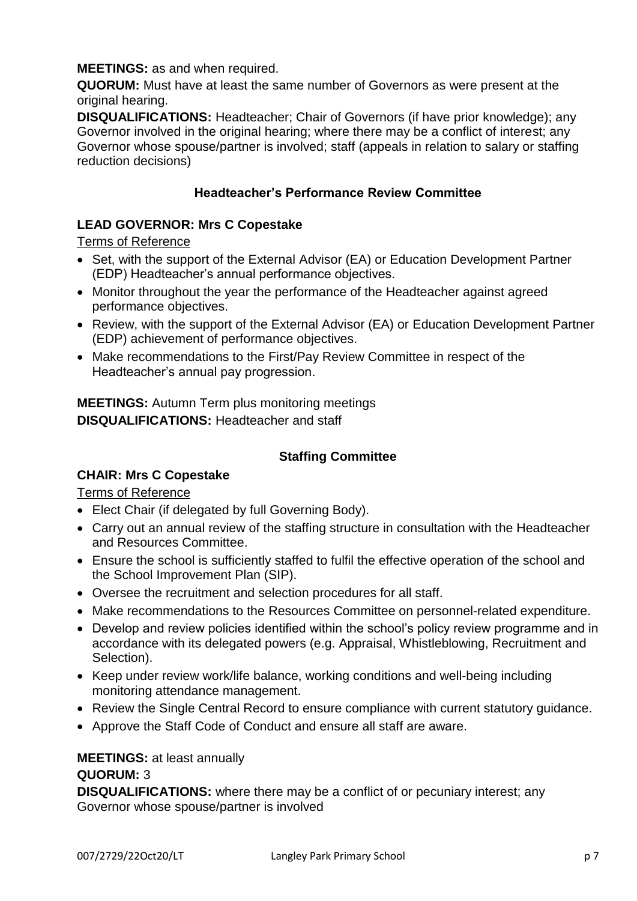**MEETINGS:** as and when required.

**QUORUM:** Must have at least the same number of Governors as were present at the original hearing.

**DISQUALIFICATIONS:** Headteacher; Chair of Governors (if have prior knowledge); any Governor involved in the original hearing; where there may be a conflict of interest; any Governor whose spouse/partner is involved; staff (appeals in relation to salary or staffing reduction decisions)

### Headteacher's Performance Review Committee

**LEAD GOVERNOR: Mrs C Copestake**

Terms of Reference

- Set, with the support of the External Advisor (EA) or Education Development Partner (EDP) Headteacher's annual performance objectives.
- Monitor throughout the year the performance of the Headteacher against agreed performance objectives.
- Review, with the support of the External Advisor (EA) or Education Development Partner (EDP) achievement of performance objectives.
- Make recommendations to the First/Pay Review Committee in respect of the Headteacher's annual pay progression.

**MEETINGS:** Autumn Term plus monitoring meetings
**DISQUALIFICATIONS:** Headteacher and staff

### Staffing Committee

**CHAIR: Mrs C Copestake**

Terms of Reference

- Elect Chair (if delegated by full Governing Body).
- Carry out an annual review of the staffing structure in consultation with the Headteacher and Resources Committee.
- Ensure the school is sufficiently staffed to fulfil the effective operation of the school and the School Improvement Plan (SIP).
- Oversee the recruitment and selection procedures for all staff.
- Make recommendations to the Resources Committee on personnel-related expenditure.
- Develop and review policies identified within the school's policy review programme and in accordance with its delegated powers (e.g. Appraisal, Whistleblowing, Recruitment and Selection).
- Keep under review work/life balance, working conditions and well-being including monitoring attendance management.
- Review the Single Central Record to ensure compliance with current statutory guidance.
- Approve the Staff Code of Conduct and ensure all staff are aware.

**MEETINGS:** at least annually
**QUORUM:** 3
**DISQUALIFICATIONS:** where there may be a conflict of or pecuniary interest; any Governor whose spouse/partner is involved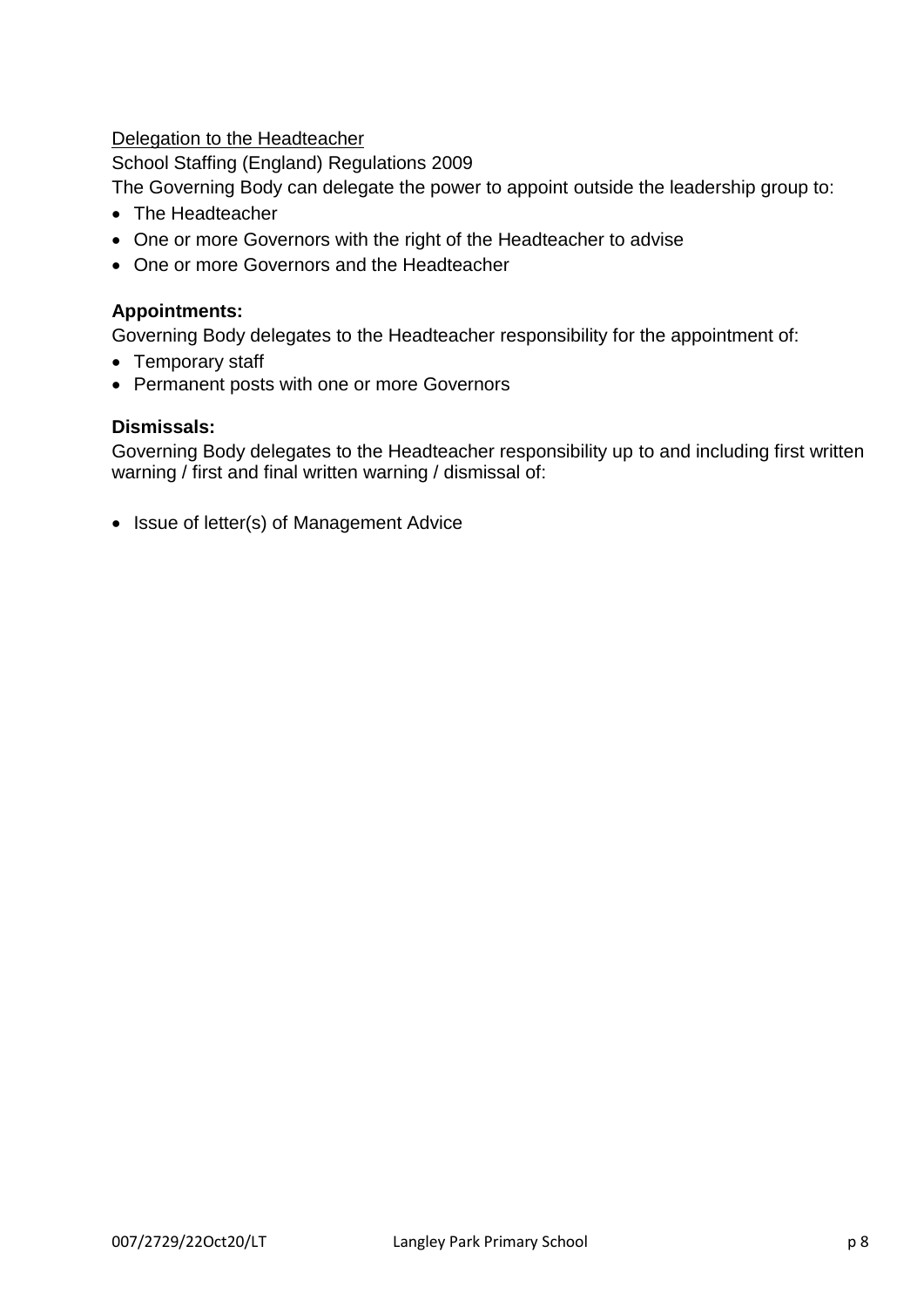Delegation to the Headteacher

School Staffing (England) Regulations 2009

The Governing Body can delegate the power to appoint outside the leadership group to:

- The Headteacher
- One or more Governors with the right of the Headteacher to advise
- One or more Governors and the Headteacher

**Appointments:**

Governing Body delegates to the Headteacher responsibility for the appointment of:

- Temporary staff
- Permanent posts with one or more Governors

**Dismissals:**

Governing Body delegates to the Headteacher responsibility up to and including first written warning / first and final written warning / dismissal of:

- Issue of letter(s) of Management Advice